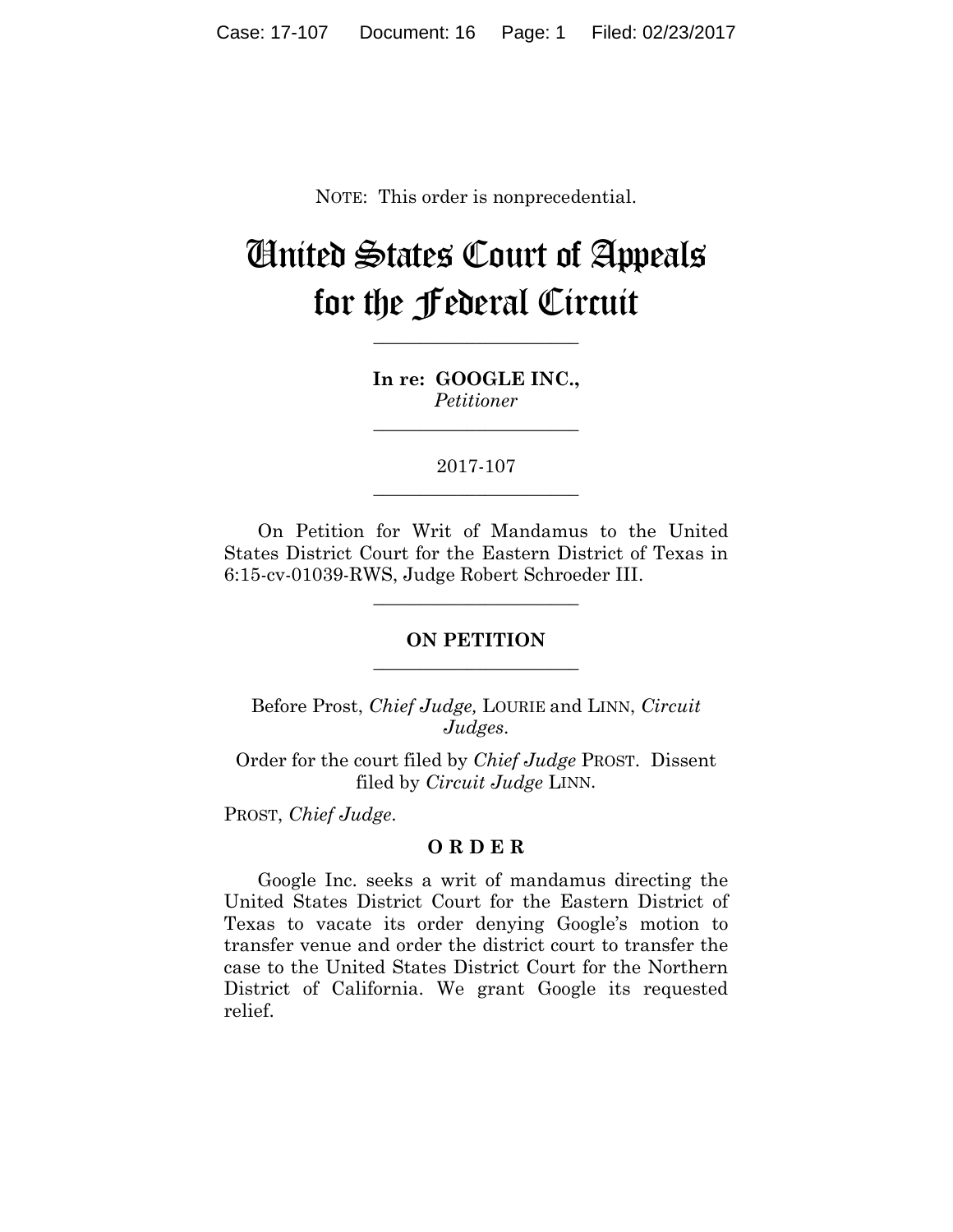NOTE: This order is nonprecedential.

# United States Court of Appeals for the Federal Circuit

---

**In re: GOOGLE INC.,**
*Petitioner*

---

2017-107

---

On Petition for Writ of Mandamus to the United States District Court for the Eastern District of Texas in 6:15-cv-01039-RWS, Judge Robert Schroeder III.

---

**ON PETITION**

---

Before Prost, *Chief Judge,* LOURIE and LINN, *Circuit Judges*.

Order for the court filed by *Chief Judge* PROST. Dissent filed by *Circuit Judge* LINN.

PROST, *Chief Judge*.

**O R D E R**

Google Inc. seeks a writ of mandamus directing the United States District Court for the Eastern District of Texas to vacate its order denying Google's motion to transfer venue and order the district court to transfer the case to the United States District Court for the Northern District of California. We grant Google its requested relief.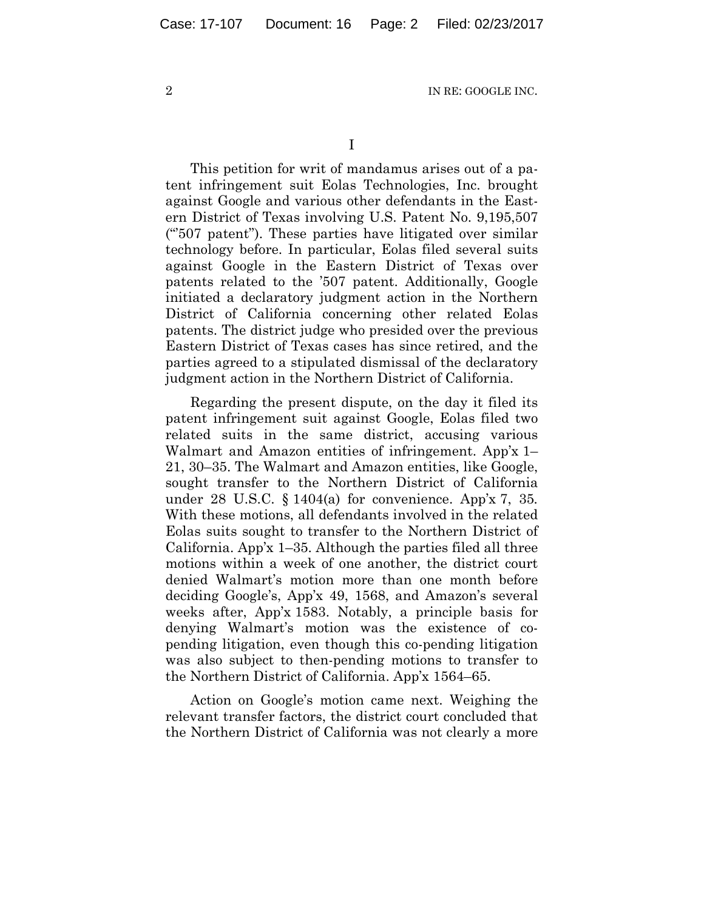# I

This petition for writ of mandamus arises out of a patent infringement suit Eolas Technologies, Inc. brought against Google and various other defendants in the Eastern District of Texas involving U.S. Patent No. 9,195,507 ("'507 patent"). These parties have litigated over similar technology before. In particular, Eolas filed several suits against Google in the Eastern District of Texas over patents related to the '507 patent. Additionally, Google initiated a declaratory judgment action in the Northern District of California concerning other related Eolas patents. The district judge who presided over the previous Eastern District of Texas cases has since retired, and the parties agreed to a stipulated dismissal of the declaratory judgment action in the Northern District of California.

Regarding the present dispute, on the day it filed its patent infringement suit against Google, Eolas filed two related suits in the same district, accusing various Walmart and Amazon entities of infringement. App'x 1–21, 30–35. The Walmart and Amazon entities, like Google, sought transfer to the Northern District of California under 28 U.S.C. § 1404(a) for convenience. App'x 7, 35. With these motions, all defendants involved in the related Eolas suits sought to transfer to the Northern District of California. App'x 1–35. Although the parties filed all three motions within a week of one another, the district court denied Walmart's motion more than one month before deciding Google's, App'x 49, 1568, and Amazon's several weeks after, App'x 1583. Notably, a principle basis for denying Walmart's motion was the existence of co-pending litigation, even though this co-pending litigation was also subject to then-pending motions to transfer to the Northern District of California. App'x 1564–65.

Action on Google's motion came next. Weighing the relevant transfer factors, the district court concluded that the Northern District of California was not clearly a more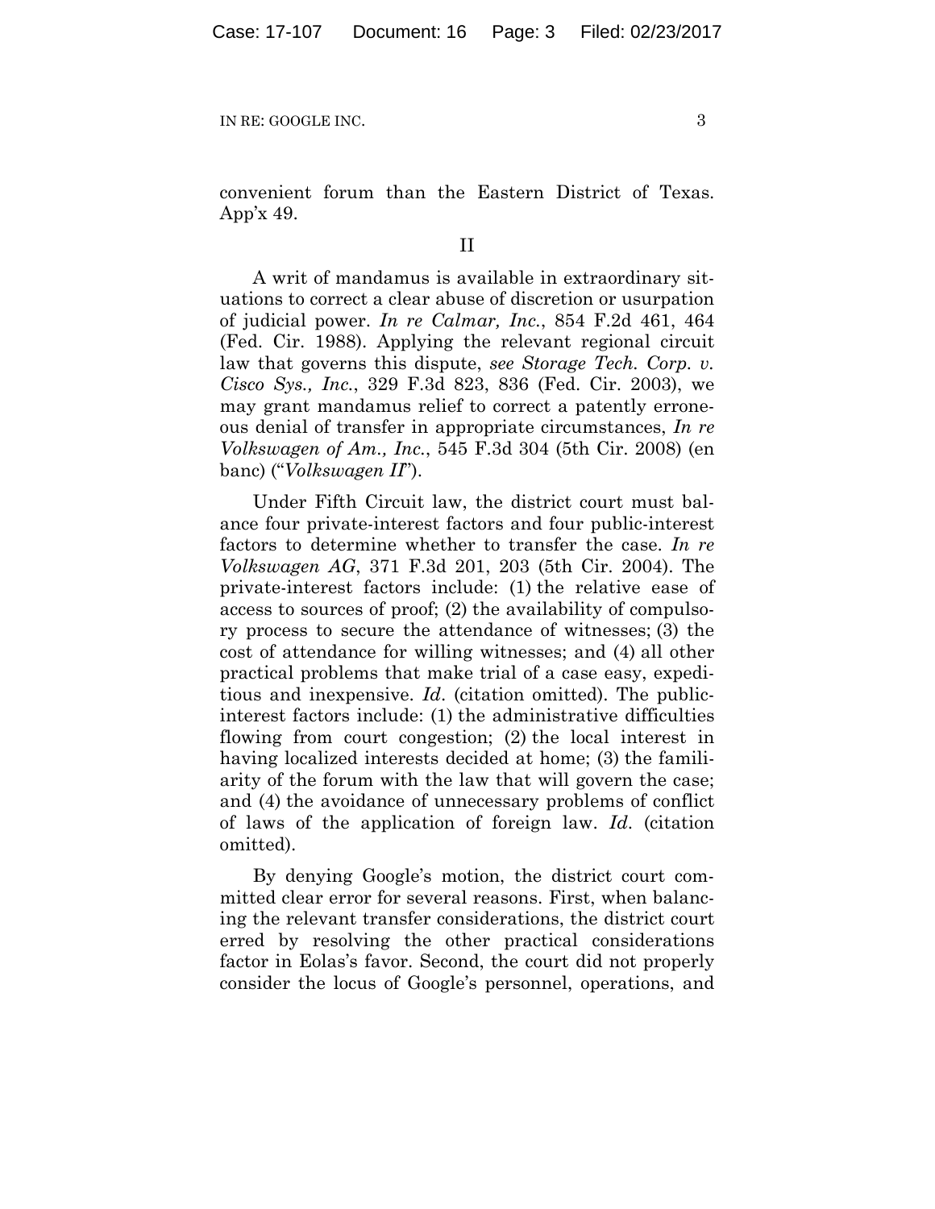convenient forum than the Eastern District of Texas. App'x 49.

## II

A writ of mandamus is available in extraordinary situations to correct a clear abuse of discretion or usurpation of judicial power. *In re Calmar, Inc.*, 854 F.2d 461, 464 (Fed. Cir. 1988). Applying the relevant regional circuit law that governs this dispute, *see Storage Tech. Corp. v. Cisco Sys., Inc.*, 329 F.3d 823, 836 (Fed. Cir. 2003), we may grant mandamus relief to correct a patently erroneous denial of transfer in appropriate circumstances, *In re Volkswagen of Am., Inc.*, 545 F.3d 304 (5th Cir. 2008) (en banc) ("*Volkswagen II*").

Under Fifth Circuit law, the district court must balance four private-interest factors and four public-interest factors to determine whether to transfer the case. *In re Volkswagen AG*, 371 F.3d 201, 203 (5th Cir. 2004). The private-interest factors include: (1) the relative ease of access to sources of proof; (2) the availability of compulsory process to secure the attendance of witnesses; (3) the cost of attendance for willing witnesses; and (4) all other practical problems that make trial of a case easy, expeditious and inexpensive. *Id*. (citation omitted). The public-interest factors include: (1) the administrative difficulties flowing from court congestion; (2) the local interest in having localized interests decided at home; (3) the familiarity of the forum with the law that will govern the case; and (4) the avoidance of unnecessary problems of conflict of laws of the application of foreign law. *Id*. (citation omitted).

By denying Google's motion, the district court committed clear error for several reasons. First, when balancing the relevant transfer considerations, the district court erred by resolving the other practical considerations factor in Eolas's favor. Second, the court did not properly consider the locus of Google's personnel, operations, and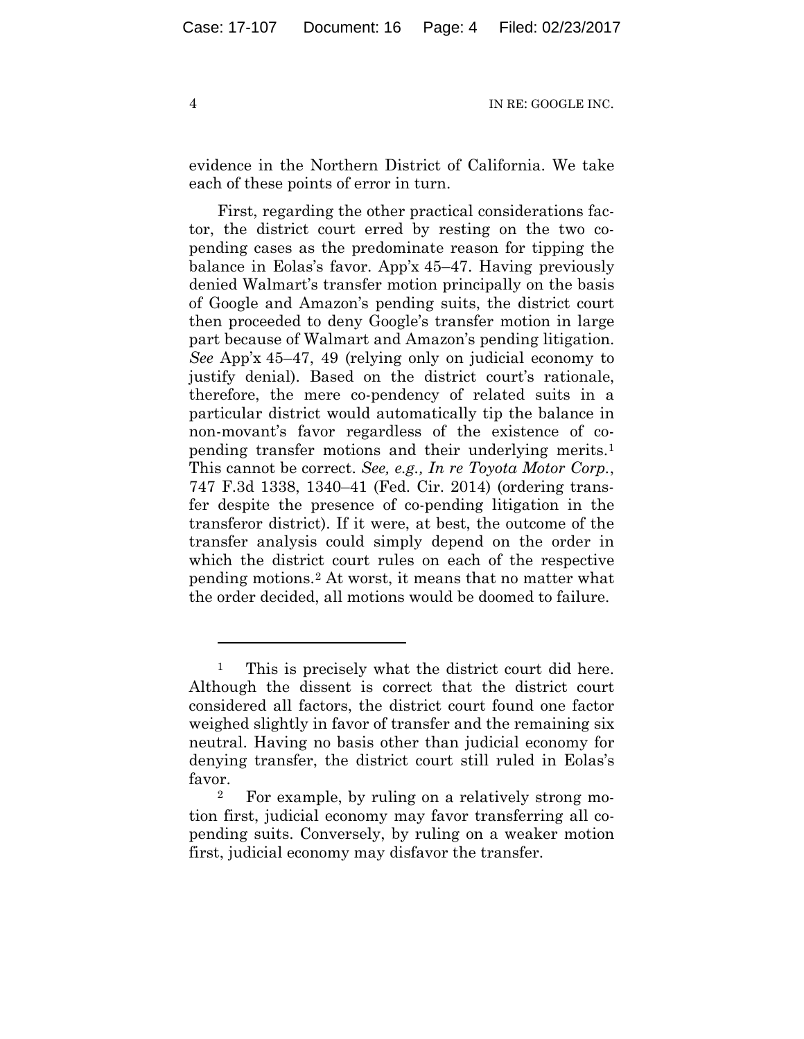evidence in the Northern District of California. We take each of these points of error in turn.

First, regarding the other practical considerations factor, the district court erred by resting on the two co-pending cases as the predominate reason for tipping the balance in Eolas's favor. App'x 45–47. Having previously denied Walmart's transfer motion principally on the basis of Google and Amazon's pending suits, the district court then proceeded to deny Google's transfer motion in large part because of Walmart and Amazon's pending litigation. *See* App'x 45–47, 49 (relying only on judicial economy to justify denial). Based on the district court's rationale, therefore, the mere co-pendency of related suits in a particular district would automatically tip the balance in non-movant's favor regardless of the existence of co-pending transfer motions and their underlying merits.[1] This cannot be correct. *See, e.g., In re Toyota Motor Corp.*, 747 F.3d 1338, 1340–41 (Fed. Cir. 2014) (ordering transfer despite the presence of co-pending litigation in the transferor district). If it were, at best, the outcome of the transfer analysis could simply depend on the order in which the district court rules on each of the respective pending motions.[2] At worst, it means that no matter what the order decided, all motions would be doomed to failure.

---

[1] This is precisely what the district court did here. Although the dissent is correct that the district court considered all factors, the district court found one factor weighed slightly in favor of transfer and the remaining six neutral. Having no basis other than judicial economy for denying transfer, the district court still ruled in Eolas's favor.

[2] For example, by ruling on a relatively strong motion first, judicial economy may favor transferring all co-pending suits. Conversely, by ruling on a weaker motion first, judicial economy may disfavor the transfer.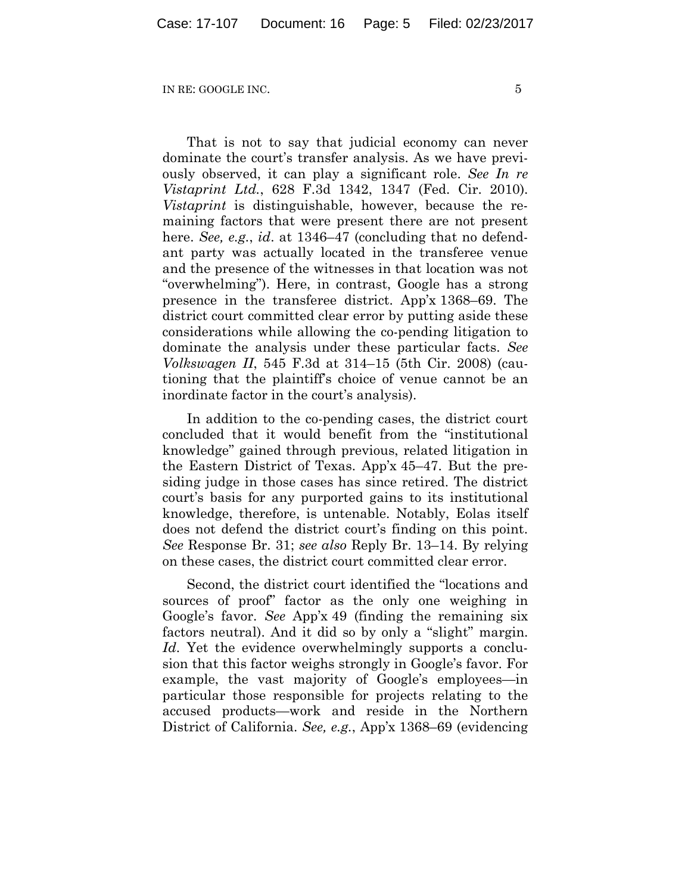That is not to say that judicial economy can never dominate the court's transfer analysis. As we have previously observed, it can play a significant role. *See In re Vistaprint Ltd.*, 628 F.3d 1342, 1347 (Fed. Cir. 2010). *Vistaprint* is distinguishable, however, because the remaining factors that were present there are not present here. *See, e.g.*, *id*. at 1346–47 (concluding that no defendant party was actually located in the transferee venue and the presence of the witnesses in that location was not "overwhelming"). Here, in contrast, Google has a strong presence in the transferee district. App'x 1368–69. The district court committed clear error by putting aside these considerations while allowing the co-pending litigation to dominate the analysis under these particular facts. *See Volkswagen II*, 545 F.3d at 314–15 (5th Cir. 2008) (cautioning that the plaintiff's choice of venue cannot be an inordinate factor in the court's analysis).

In addition to the co-pending cases, the district court concluded that it would benefit from the "institutional knowledge" gained through previous, related litigation in the Eastern District of Texas. App'x 45–47. But the presiding judge in those cases has since retired. The district court's basis for any purported gains to its institutional knowledge, therefore, is untenable. Notably, Eolas itself does not defend the district court's finding on this point. *See* Response Br. 31; *see also* Reply Br. 13–14. By relying on these cases, the district court committed clear error.

Second, the district court identified the "locations and sources of proof" factor as the only one weighing in Google's favor. *See* App'x 49 (finding the remaining six factors neutral). And it did so by only a "slight" margin. *Id*. Yet the evidence overwhelmingly supports a conclusion that this factor weighs strongly in Google's favor. For example, the vast majority of Google's employees—in particular those responsible for projects relating to the accused products—work and reside in the Northern District of California. *See, e.g.*, App'x 1368–69 (evidencing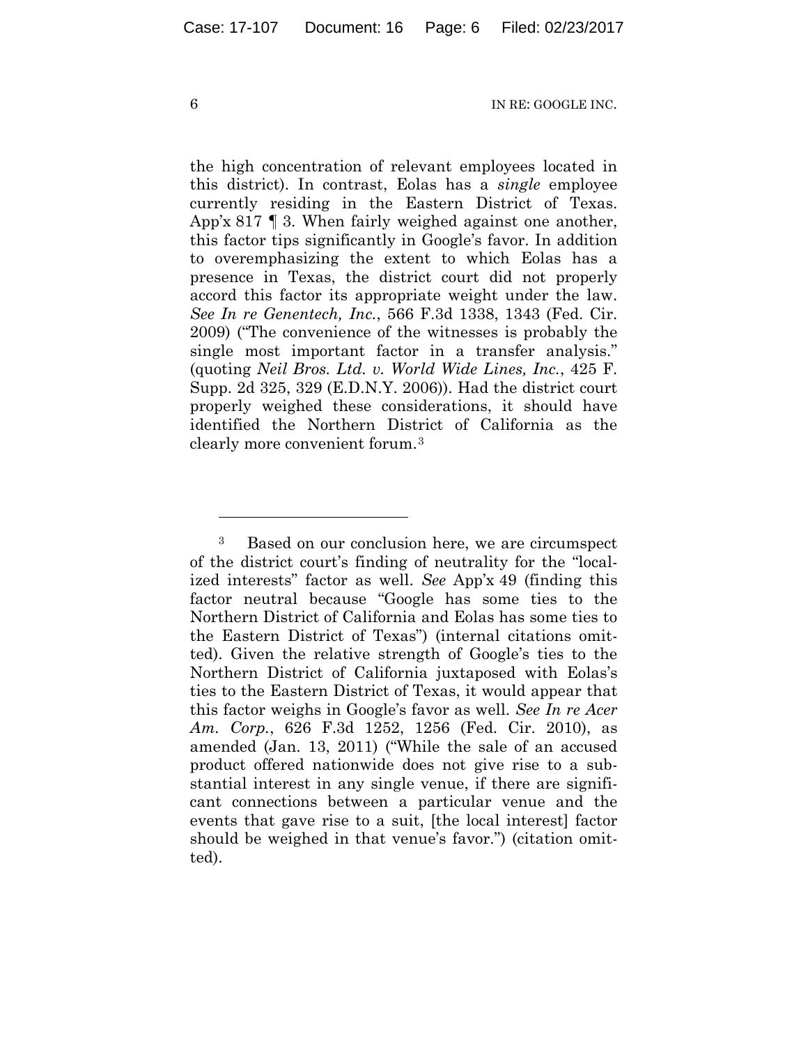the high concentration of relevant employees located in this district). In contrast, Eolas has a *single* employee currently residing in the Eastern District of Texas. App'x 817 ¶ 3. When fairly weighed against one another, this factor tips significantly in Google's favor. In addition to overemphasizing the extent to which Eolas has a presence in Texas, the district court did not properly accord this factor its appropriate weight under the law. *See In re Genentech, Inc.*, 566 F.3d 1338, 1343 (Fed. Cir. 2009) ("The convenience of the witnesses is probably the single most important factor in a transfer analysis." (quoting *Neil Bros. Ltd. v. World Wide Lines, Inc.*, 425 F. Supp. 2d 325, 329 (E.D.N.Y. 2006)). Had the district court properly weighed these considerations, it should have identified the Northern District of California as the clearly more convenient forum.[3]

---

[3] Based on our conclusion here, we are circumspect of the district court's finding of neutrality for the "localized interests" factor as well. *See* App'x 49 (finding this factor neutral because "Google has some ties to the Northern District of California and Eolas has some ties to the Eastern District of Texas") (internal citations omitted). Given the relative strength of Google's ties to the Northern District of California juxtaposed with Eolas's ties to the Eastern District of Texas, it would appear that this factor weighs in Google's favor as well. *See In re Acer Am. Corp.*, 626 F.3d 1252, 1256 (Fed. Cir. 2010), as amended (Jan. 13, 2011) ("While the sale of an accused product offered nationwide does not give rise to a substantial interest in any single venue, if there are significant connections between a particular venue and the events that gave rise to a suit, [the local interest] factor should be weighed in that venue's favor.") (citation omitted).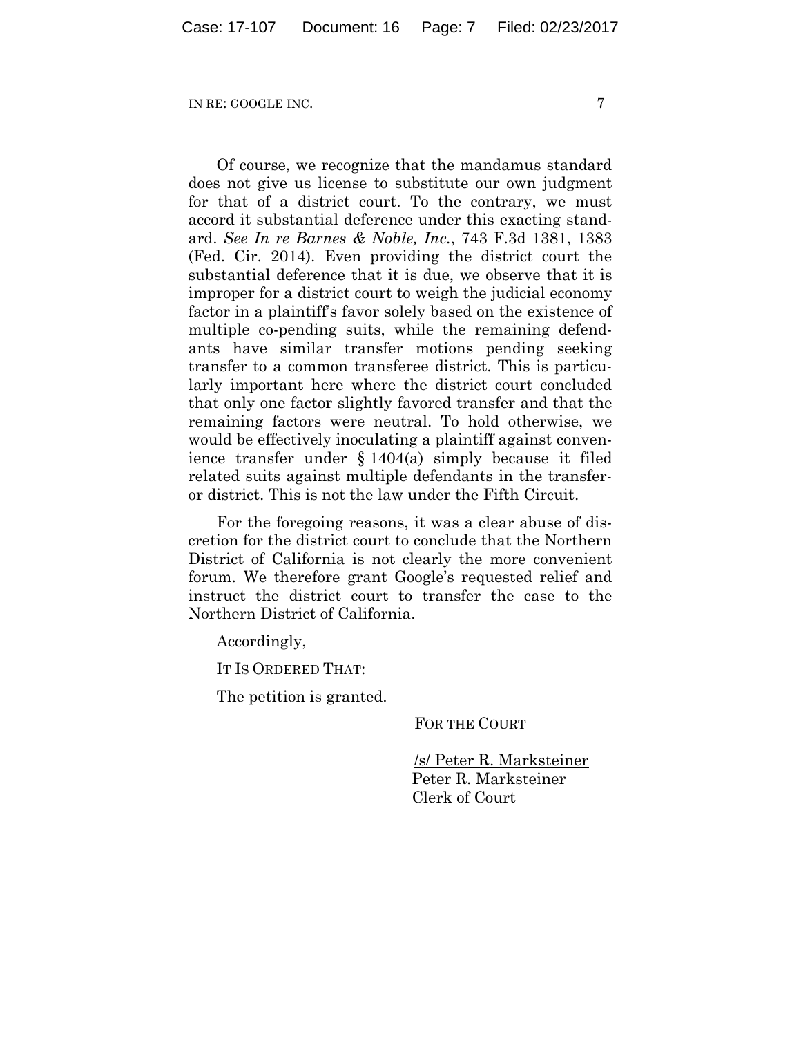Of course, we recognize that the mandamus standard does not give us license to substitute our own judgment for that of a district court. To the contrary, we must accord it substantial deference under this exacting standard. *See In re Barnes & Noble, Inc.*, 743 F.3d 1381, 1383 (Fed. Cir. 2014). Even providing the district court the substantial deference that it is due, we observe that it is improper for a district court to weigh the judicial economy factor in a plaintiff's favor solely based on the existence of multiple co-pending suits, while the remaining defendants have similar transfer motions pending seeking transfer to a common transferee district. This is particularly important here where the district court concluded that only one factor slightly favored transfer and that the remaining factors were neutral. To hold otherwise, we would be effectively inoculating a plaintiff against convenience transfer under § 1404(a) simply because it filed related suits against multiple defendants in the transferor district. This is not the law under the Fifth Circuit.

For the foregoing reasons, it was a clear abuse of discretion for the district court to conclude that the Northern District of California is not clearly the more convenient forum. We therefore grant Google's requested relief and instruct the district court to transfer the case to the Northern District of California.

Accordingly,

IT IS ORDERED THAT:

The petition is granted.

FOR THE COURT

/s/ Peter R. Marksteiner
Peter R. Marksteiner
Clerk of Court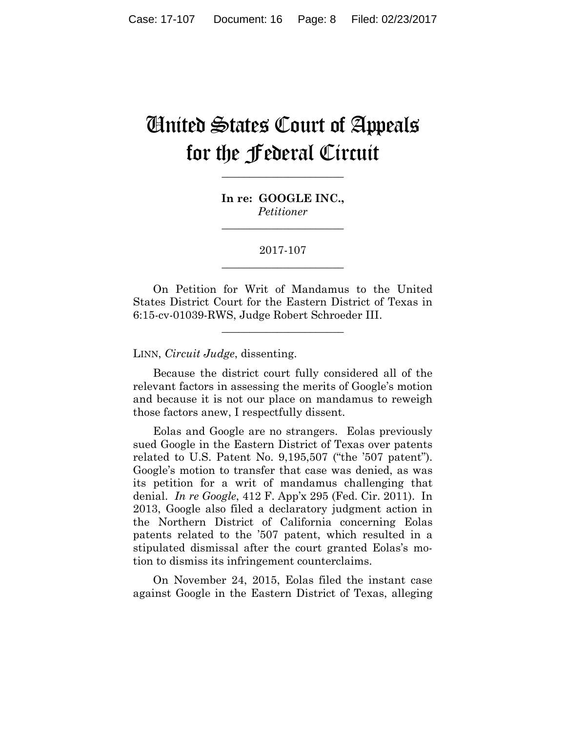# United States Court of Appeals for the Federal Circuit

---

**In re: GOOGLE INC.,**
*Petitioner*

---

2017-107

---

On Petition for Writ of Mandamus to the United States District Court for the Eastern District of Texas in 6:15-cv-01039-RWS, Judge Robert Schroeder III.

---

LINN, *Circuit Judge*, dissenting.

Because the district court fully considered all of the relevant factors in assessing the merits of Google's motion and because it is not our place on mandamus to reweigh those factors anew, I respectfully dissent.

Eolas and Google are no strangers. Eolas previously sued Google in the Eastern District of Texas over patents related to U.S. Patent No. 9,195,507 ("the '507 patent"). Google's motion to transfer that case was denied, as was its petition for a writ of mandamus challenging that denial. *In re Google*, 412 F. App'x 295 (Fed. Cir. 2011). In 2013, Google also filed a declaratory judgment action in the Northern District of California concerning Eolas patents related to the '507 patent, which resulted in a stipulated dismissal after the court granted Eolas's motion to dismiss its infringement counterclaims.

On November 24, 2015, Eolas filed the instant case against Google in the Eastern District of Texas, alleging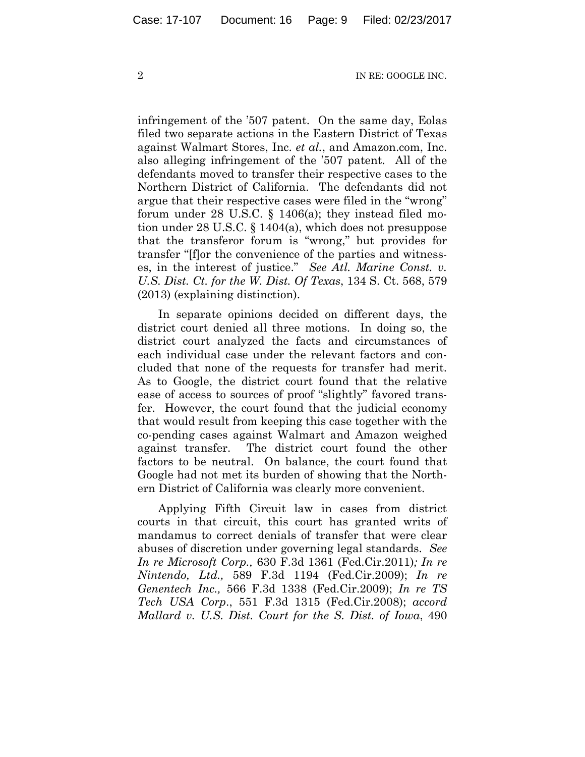infringement of the ’507 patent. On the same day, Eolas filed two separate actions in the Eastern District of Texas against Walmart Stores, Inc. *et al.*, and Amazon.com, Inc. also alleging infringement of the ’507 patent. All of the defendants moved to transfer their respective cases to the Northern District of California. The defendants did not argue that their respective cases were filed in the “wrong” forum under 28 U.S.C. § 1406(a); they instead filed motion under 28 U.S.C. § 1404(a), which does not presuppose that the transferor forum is “wrong,” but provides for transfer “[f]or the convenience of the parties and witnesses, in the interest of justice.” *See Atl. Marine Const. v. U.S. Dist. Ct. for the W. Dist. Of Texas*, 134 S. Ct. 568, 579 (2013) (explaining distinction).

In separate opinions decided on different days, the district court denied all three motions. In doing so, the district court analyzed the facts and circumstances of each individual case under the relevant factors and concluded that none of the requests for transfer had merit. As to Google, the district court found that the relative ease of access to sources of proof “slightly” favored transfer. However, the court found that the judicial economy that would result from keeping this case together with the co-pending cases against Walmart and Amazon weighed against transfer. The district court found the other factors to be neutral. On balance, the court found that Google had not met its burden of showing that the Northern District of California was clearly more convenient.

Applying Fifth Circuit law in cases from district courts in that circuit, this court has granted writs of mandamus to correct denials of transfer that were clear abuses of discretion under governing legal standards. *See In re Microsoft Corp.,* 630 F.3d 1361 (Fed.Cir.2011)*; In re Nintendo, Ltd.,* 589 F.3d 1194 (Fed.Cir.2009); *In re Genentech Inc.,* 566 F.3d 1338 (Fed.Cir.2009); *In re TS Tech USA Corp*., 551 F.3d 1315 (Fed.Cir.2008); *accord Mallard v. U.S. Dist. Court for the S. Dist. of Iowa*, 490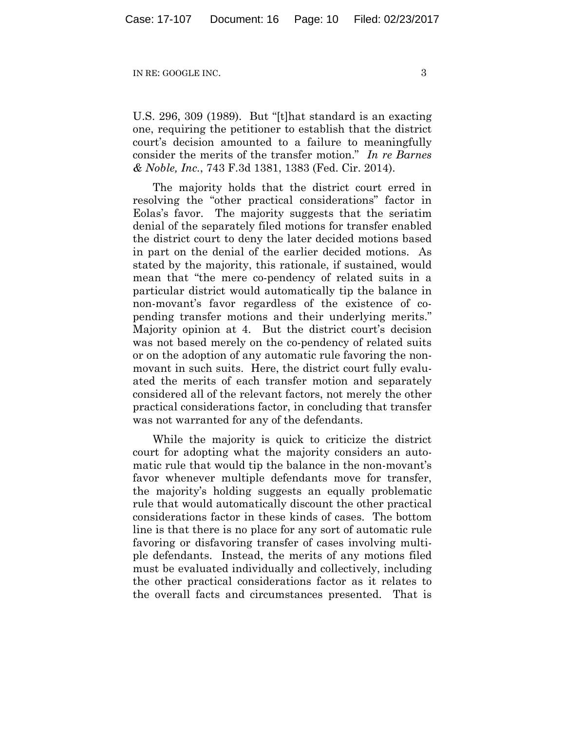U.S. 296, 309 (1989). But "[t]hat standard is an exacting one, requiring the petitioner to establish that the district court's decision amounted to a failure to meaningfully consider the merits of the transfer motion." *In re Barnes & Noble, Inc.*, 743 F.3d 1381, 1383 (Fed. Cir. 2014).

The majority holds that the district court erred in resolving the "other practical considerations" factor in Eolas's favor. The majority suggests that the seriatim denial of the separately filed motions for transfer enabled the district court to deny the later decided motions based in part on the denial of the earlier decided motions. As stated by the majority, this rationale, if sustained, would mean that "the mere co-pendency of related suits in a particular district would automatically tip the balance in non-movant's favor regardless of the existence of co-pending transfer motions and their underlying merits." Majority opinion at 4. But the district court's decision was not based merely on the co-pendency of related suits or on the adoption of any automatic rule favoring the non-movant in such suits. Here, the district court fully evaluated the merits of each transfer motion and separately considered all of the relevant factors, not merely the other practical considerations factor, in concluding that transfer was not warranted for any of the defendants.

While the majority is quick to criticize the district court for adopting what the majority considers an automatic rule that would tip the balance in the non-movant's favor whenever multiple defendants move for transfer, the majority's holding suggests an equally problematic rule that would automatically discount the other practical considerations factor in these kinds of cases. The bottom line is that there is no place for any sort of automatic rule favoring or disfavoring transfer of cases involving multiple defendants. Instead, the merits of any motions filed must be evaluated individually and collectively, including the other practical considerations factor as it relates to the overall facts and circumstances presented. That is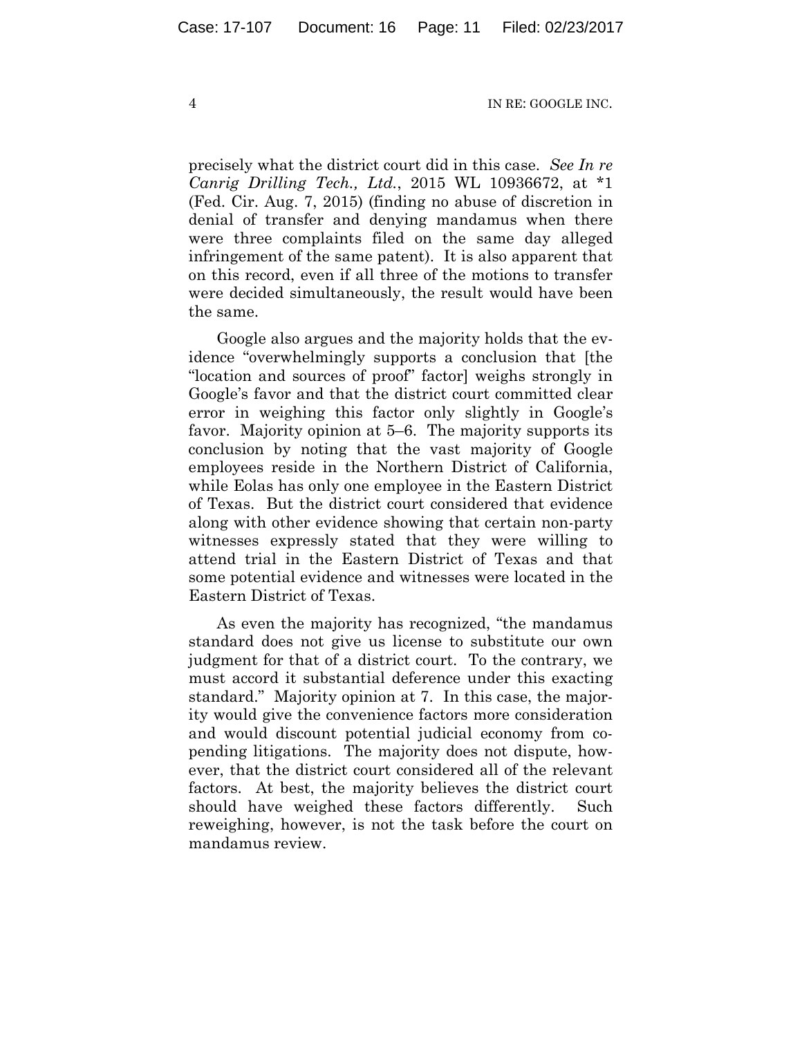precisely what the district court did in this case. *See In re Canrig Drilling Tech., Ltd.*, 2015 WL 10936672, at *1 (Fed. Cir. Aug. 7, 2015) (finding no abuse of discretion in denial of transfer and denying mandamus when there were three complaints filed on the same day alleged infringement of the same patent). It is also apparent that on this record, even if all three of the motions to transfer were decided simultaneously, the result would have been the same.

Google also argues and the majority holds that the evidence "overwhelmingly supports a conclusion that [the "location and sources of proof" factor] weighs strongly in Google's favor and that the district court committed clear error in weighing this factor only slightly in Google's favor. Majority opinion at 5–6. The majority supports its conclusion by noting that the vast majority of Google employees reside in the Northern District of California, while Eolas has only one employee in the Eastern District of Texas. But the district court considered that evidence along with other evidence showing that certain non-party witnesses expressly stated that they were willing to attend trial in the Eastern District of Texas and that some potential evidence and witnesses were located in the Eastern District of Texas.

As even the majority has recognized, "the mandamus standard does not give us license to substitute our own judgment for that of a district court. To the contrary, we must accord it substantial deference under this exacting standard." Majority opinion at 7. In this case, the majority would give the convenience factors more consideration and would discount potential judicial economy from co-pending litigations. The majority does not dispute, however, that the district court considered all of the relevant factors. At best, the majority believes the district court should have weighed these factors differently. Such reweighing, however, is not the task before the court on mandamus review.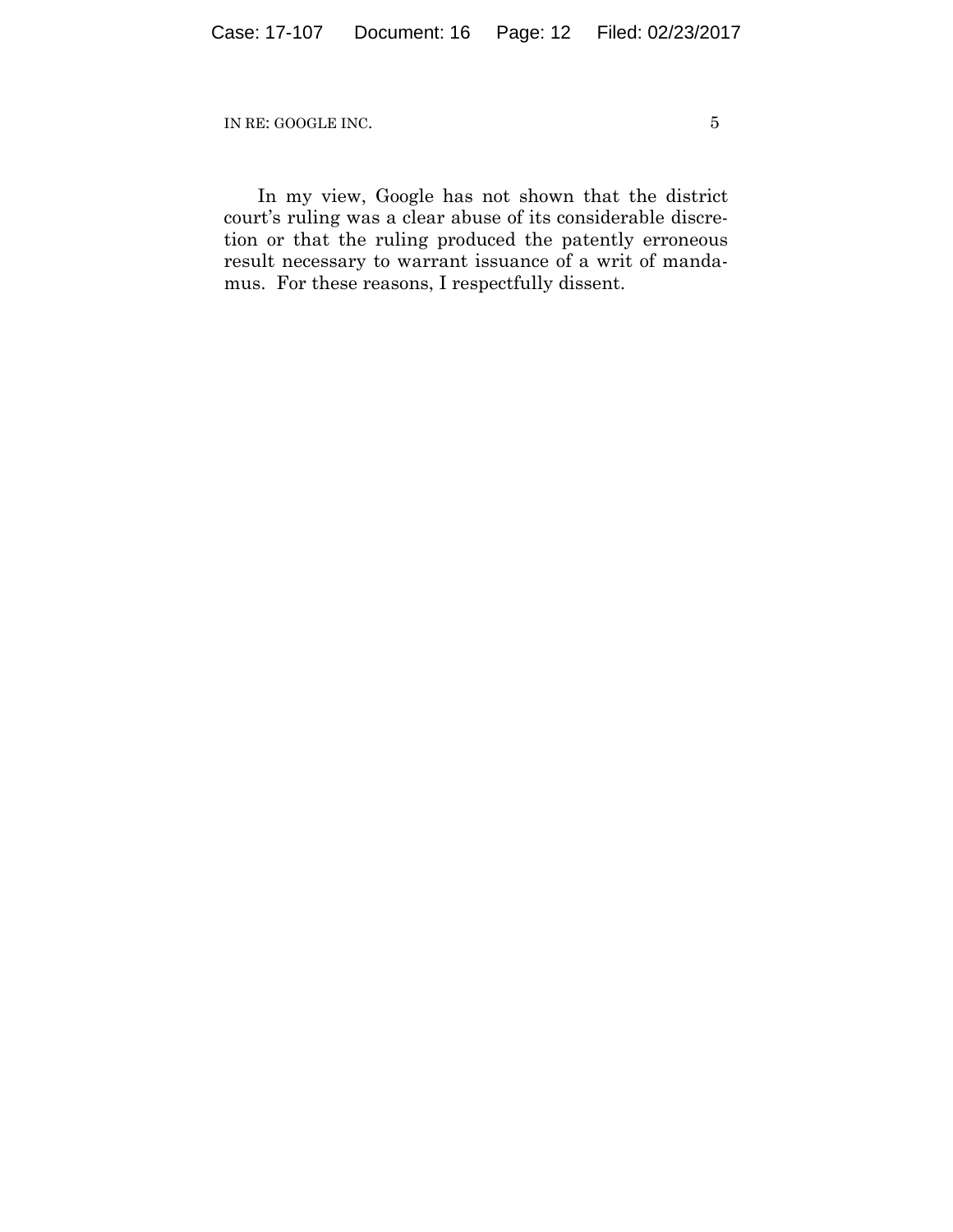In my view, Google has not shown that the district court's ruling was a clear abuse of its considerable discretion or that the ruling produced the patently erroneous result necessary to warrant issuance of a writ of mandamus. For these reasons, I respectfully dissent.